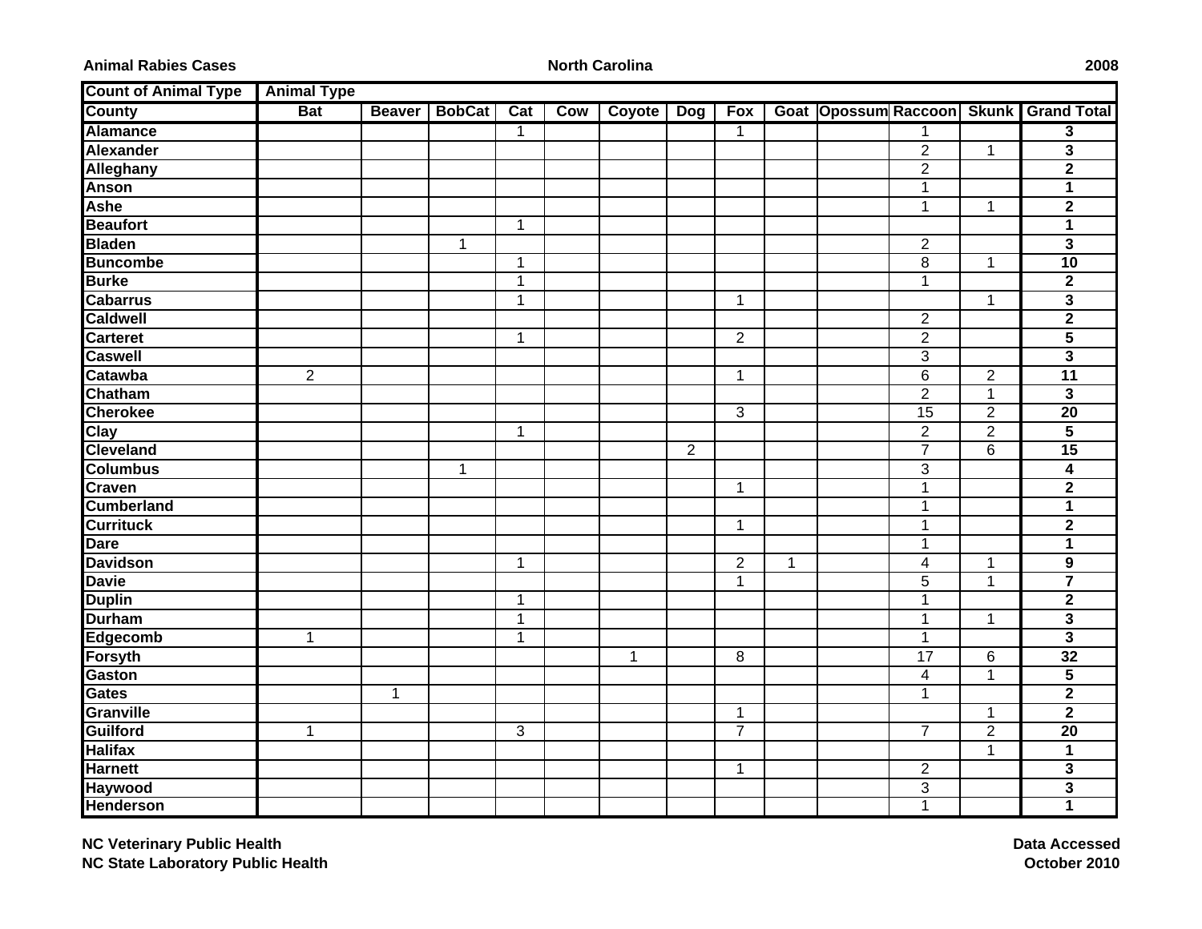**Animal Rabies Cases** **North Carolina** **2008**

| Count of Animal Type | Animal Type | | | | | | | | | | | | |
|---|---|---|---|---|---|---|---|---|---|---|---|---|---|
| County | Bat | Beaver | BobCat | Cat | Cow | Coyote | Dog | Fox | Goat | Opossum | Raccoon | Skunk | Grand Total |
| Alamance | | | | 1 | | | | 1 | | | 1 | | 3 |
| Alexander | | | | | | | | | | | 2 | 1 | 3 |
| Alleghany | | | | | | | | | | | 2 | | 2 |
| Anson | | | | | | | | | | | 1 | | 1 |
| Ashe | | | | | | | | | | | 1 | 1 | 2 |
| Beaufort | | | | 1 | | | | | | | | | 1 |
| Bladen | | | 1 | | | | | | | | 2 | | 3 |
| Buncombe | | | | 1 | | | | | | | 8 | 1 | 10 |
| Burke | | | | 1 | | | | | | | 1 | | 2 |
| Cabarrus | | | | 1 | | | | 1 | | | | 1 | 3 |
| Caldwell | | | | | | | | | | | 2 | | 2 |
| Carteret | | | | 1 | | | | 2 | | | 2 | | 5 |
| Caswell | | | | | | | | | | | 3 | | 3 |
| Catawba | 2 | | | | | | | 1 | | | 6 | 2 | 11 |
| Chatham | | | | | | | | | | | 2 | 1 | 3 |
| Cherokee | | | | | | | | 3 | | | 15 | 2 | 20 |
| Clay | | | | 1 | | | | | | | 2 | 2 | 5 |
| Cleveland | | | | | | | 2 | | | | 7 | 6 | 15 |
| Columbus | | | 1 | | | | | | | | 3 | | 4 |
| Craven | | | | | | | | 1 | | | 1 | | 2 |
| Cumberland | | | | | | | | | | | 1 | | 1 |
| Currituck | | | | | | | | 1 | | | 1 | | 2 |
| Dare | | | | | | | | | | | 1 | | 1 |
| Davidson | | | | 1 | | | | 2 | 1 | | 4 | 1 | 9 |
| Davie | | | | | | | | 1 | | | 5 | 1 | 7 |
| Duplin | | | | 1 | | | | | | | 1 | | 2 |
| Durham | | | | 1 | | | | | | | 1 | 1 | 3 |
| Edgecomb | 1 | | | 1 | | | | | | | 1 | | 3 |
| Forsyth | | | | | | 1 | | 8 | | | 17 | 6 | 32 |
| Gaston | | | | | | | | | | | 4 | 1 | 5 |
| Gates | | 1 | | | | | | | | | 1 | | 2 |
| Granville | | | | | | | | 1 | | | | 1 | 2 |
| Guilford | 1 | | | 3 | | | | 7 | | | 7 | 2 | 20 |
| Halifax | | | | | | | | | | | | 1 | 1 |
| Harnett | | | | | | | | 1 | | | 2 | | 3 |
| Haywood | | | | | | | | | | | 3 | | 3 |
| Henderson | | | | | | | | | | | 1 | | 1 |

**NC Veterinary Public Health**
**NC State Laboratory Public Health**

**Data Accessed**
**October 2010**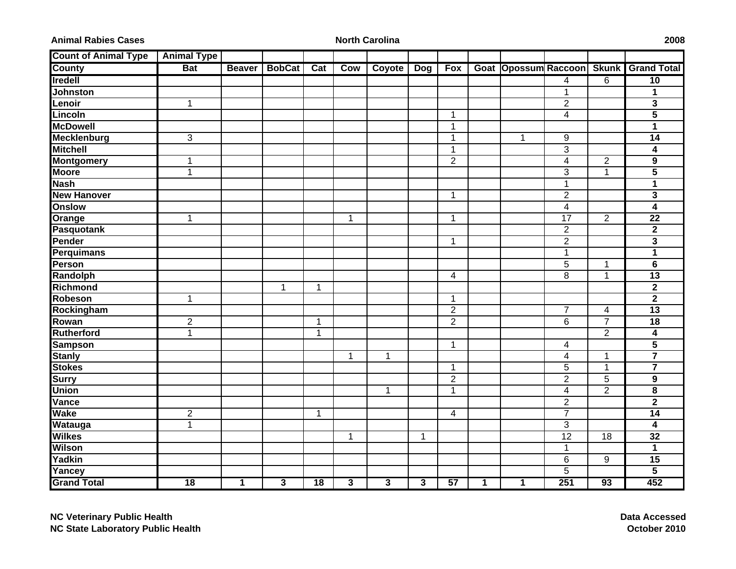**Animal Rabies Cases** **North Carolina** **2008**

| Count of Animal Type | Animal Type | | | | | | | | | | | | |
|---|---|---|---|---|---|---|---|---|---|---|---|---|---|
| **County** | **Bat** | **Beaver** | **BobCat** | **Cat** | **Cow** | **Coyote** | **Dog** | **Fox** | **Goat** | **Opossum** | **Raccoon** | **Skunk** | **Grand Total** |
| **Iredell** | | | | | | | | | | | 4 | 6 | **10** |
| **Johnston** | | | | | | | | | | | 1 | | **1** |
| **Lenoir** | 1 | | | | | | | | | | 2 | | **3** |
| **Lincoln** | | | | | | | | 1 | | | 4 | | **5** |
| **McDowell** | | | | | | | | 1 | | | | | **1** |
| **Mecklenburg** | 3 | | | | | | | 1 | | 1 | 9 | | **14** |
| **Mitchell** | | | | | | | | 1 | | | 3 | | **4** |
| **Montgomery** | 1 | | | | | | | 2 | | | 4 | 2 | **9** |
| **Moore** | 1 | | | | | | | | | | 3 | 1 | **5** |
| **Nash** | | | | | | | | | | | 1 | | **1** |
| **New Hanover** | | | | | | | | 1 | | | 2 | | **3** |
| **Onslow** | | | | | | | | | | | 4 | | **4** |
| **Orange** | 1 | | | | 1 | | | 1 | | | 17 | 2 | **22** |
| **Pasquotank** | | | | | | | | | | | 2 | | **2** |
| **Pender** | | | | | | | | 1 | | | 2 | | **3** |
| **Perquimans** | | | | | | | | | | | 1 | | **1** |
| **Person** | | | | | | | | | | | 5 | 1 | **6** |
| **Randolph** | | | | | | | | 4 | | | 8 | 1 | **13** |
| **Richmond** | | | 1 | 1 | | | | | | | | | **2** |
| **Robeson** | 1 | | | | | | | 1 | | | | | **2** |
| **Rockingham** | | | | | | | | 2 | | | 7 | 4 | **13** |
| **Rowan** | 2 | | | 1 | | | | 2 | | | 6 | 7 | **18** |
| **Rutherford** | 1 | | | 1 | | | | | | | | 2 | **4** |
| **Sampson** | | | | | | | | 1 | | | 4 | | **5** |
| **Stanly** | | | | | 1 | 1 | | | | | 4 | 1 | **7** |
| **Stokes** | | | | | | | | 1 | | | 5 | 1 | **7** |
| **Surry** | | | | | | | | 2 | | | 2 | 5 | **9** |
| **Union** | | | | | | 1 | | 1 | | | 4 | 2 | **8** |
| **Vance** | | | | | | | | | | | 2 | | **2** |
| **Wake** | 2 | | | 1 | | | | 4 | | | 7 | | **14** |
| **Watauga** | 1 | | | | | | | | | | 3 | | **4** |
| **Wilkes** | | | | | 1 | | 1 | | | | 12 | 18 | **32** |
| **Wilson** | | | | | | | | | | | 1 | | **1** |
| **Yadkin** | | | | | | | | | | | 6 | 9 | **15** |
| **Yancey** | | | | | | | | | | | 5 | | **5** |
| **Grand Total** | **18** | **1** | **3** | **18** | **3** | **3** | **3** | **57** | **1** | **1** | **251** | **93** | **452** |

**NC Veterinary Public Health**
**NC State Laboratory Public Health**

**Data Accessed**
**October 2010**